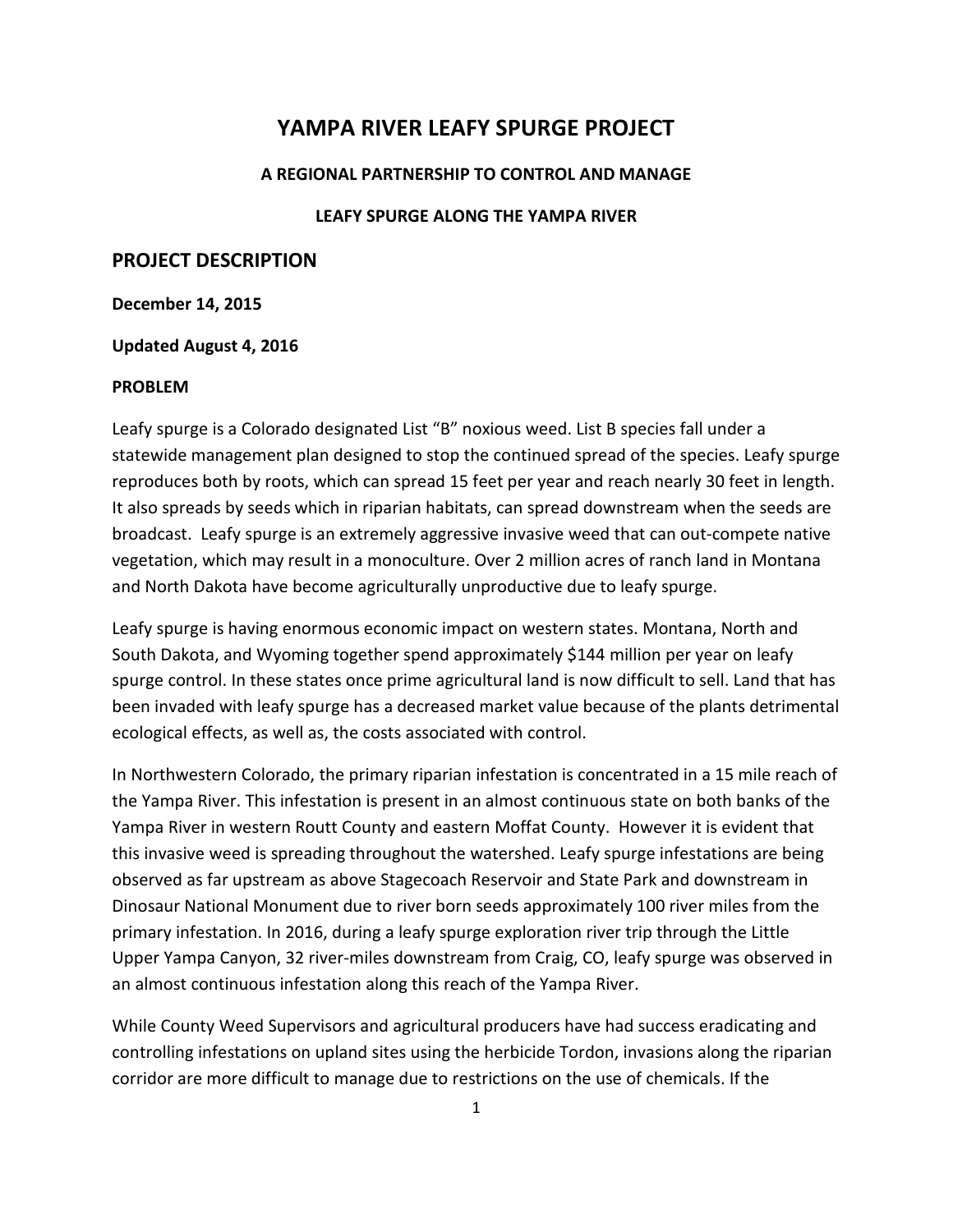# YAMPA RIVER LEAFY SPURGE PROJECT

### A REGIONAL PARTNERSHIP TO CONTROL AND MANAGE

### LEAFY SPURGE ALONG THE YAMPA RIVER

## PROJECT DESCRIPTION

**December 14, 2015**

**Updated August 4, 2016**

**PROBLEM**

Leafy spurge is a Colorado designated List "B" noxious weed. List B species fall under a statewide management plan designed to stop the continued spread of the species. Leafy spurge reproduces both by roots, which can spread 15 feet per year and reach nearly 30 feet in length. It also spreads by seeds which in riparian habitats, can spread downstream when the seeds are broadcast. Leafy spurge is an extremely aggressive invasive weed that can out-compete native vegetation, which may result in a monoculture. Over 2 million acres of ranch land in Montana and North Dakota have become agriculturally unproductive due to leafy spurge.

Leafy spurge is having enormous economic impact on western states. Montana, North and South Dakota, and Wyoming together spend approximately $144 million per year on leafy spurge control. In these states once prime agricultural land is now difficult to sell. Land that has been invaded with leafy spurge has a decreased market value because of the plants detrimental ecological effects, as well as, the costs associated with control.

In Northwestern Colorado, the primary riparian infestation is concentrated in a 15 mile reach of the Yampa River. This infestation is present in an almost continuous state on both banks of the Yampa River in western Routt County and eastern Moffat County. However it is evident that this invasive weed is spreading throughout the watershed. Leafy spurge infestations are being observed as far upstream as above Stagecoach Reservoir and State Park and downstream in Dinosaur National Monument due to river born seeds approximately 100 river miles from the primary infestation. In 2016, during a leafy spurge exploration river trip through the Little Upper Yampa Canyon, 32 river-miles downstream from Craig, CO, leafy spurge was observed in an almost continuous infestation along this reach of the Yampa River.

While County Weed Supervisors and agricultural producers have had success eradicating and controlling infestations on upland sites using the herbicide Tordon, invasions along the riparian corridor are more difficult to manage due to restrictions on the use of chemicals. If the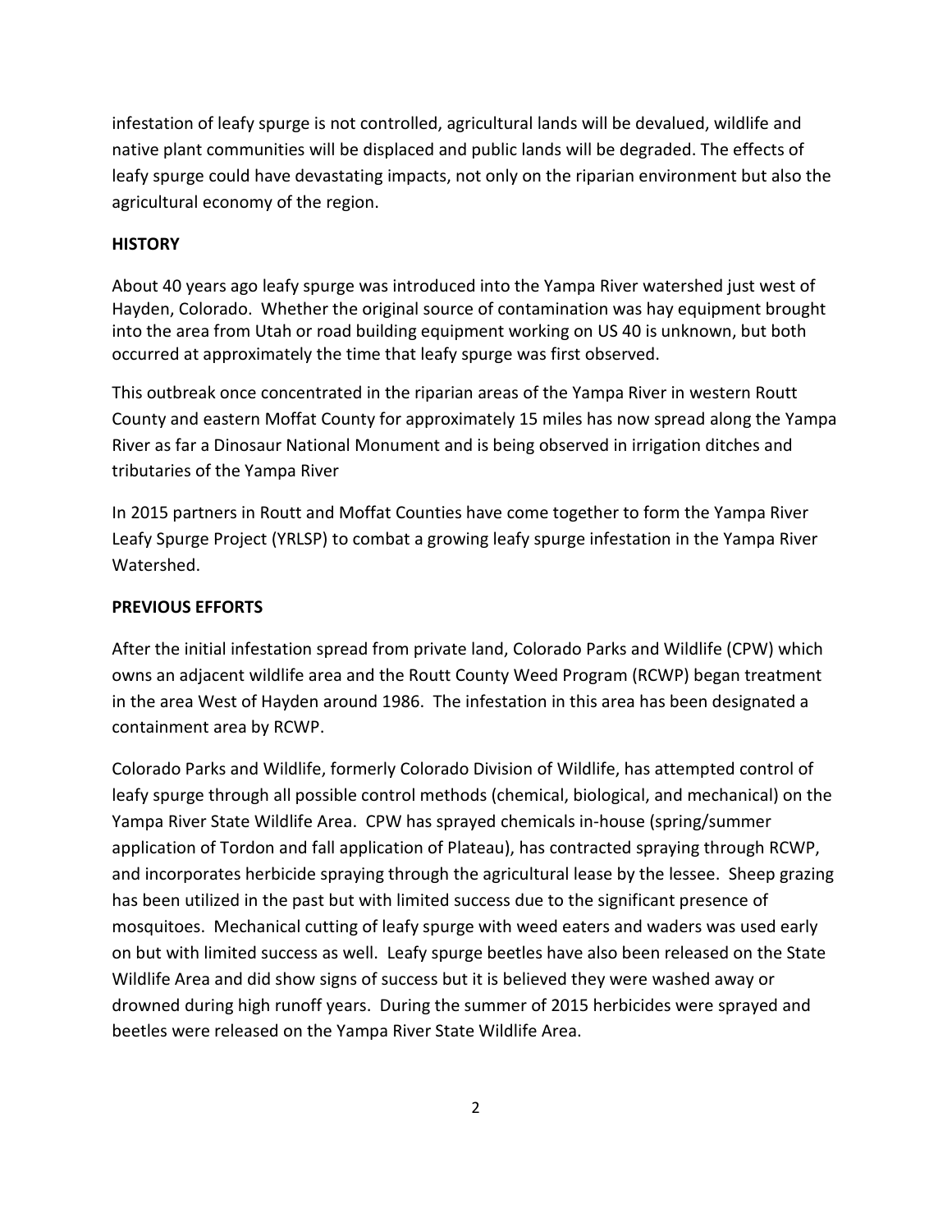infestation of leafy spurge is not controlled, agricultural lands will be devalued, wildlife and native plant communities will be displaced and public lands will be degraded. The effects of leafy spurge could have devastating impacts, not only on the riparian environment but also the agricultural economy of the region.

**HISTORY**

About 40 years ago leafy spurge was introduced into the Yampa River watershed just west of Hayden, Colorado. Whether the original source of contamination was hay equipment brought into the area from Utah or road building equipment working on US 40 is unknown, but both occurred at approximately the time that leafy spurge was first observed.

This outbreak once concentrated in the riparian areas of the Yampa River in western Routt County and eastern Moffat County for approximately 15 miles has now spread along the Yampa River as far a Dinosaur National Monument and is being observed in irrigation ditches and tributaries of the Yampa River

In 2015 partners in Routt and Moffat Counties have come together to form the Yampa River Leafy Spurge Project (YRLSP) to combat a growing leafy spurge infestation in the Yampa River Watershed.

**PREVIOUS EFFORTS**

After the initial infestation spread from private land, Colorado Parks and Wildlife (CPW) which owns an adjacent wildlife area and the Routt County Weed Program (RCWP) began treatment in the area West of Hayden around 1986. The infestation in this area has been designated a containment area by RCWP.

Colorado Parks and Wildlife, formerly Colorado Division of Wildlife, has attempted control of leafy spurge through all possible control methods (chemical, biological, and mechanical) on the Yampa River State Wildlife Area. CPW has sprayed chemicals in-house (spring/summer application of Tordon and fall application of Plateau), has contracted spraying through RCWP, and incorporates herbicide spraying through the agricultural lease by the lessee. Sheep grazing has been utilized in the past but with limited success due to the significant presence of mosquitoes. Mechanical cutting of leafy spurge with weed eaters and waders was used early on but with limited success as well. Leafy spurge beetles have also been released on the State Wildlife Area and did show signs of success but it is believed they were washed away or drowned during high runoff years. During the summer of 2015 herbicides were sprayed and beetles were released on the Yampa River State Wildlife Area.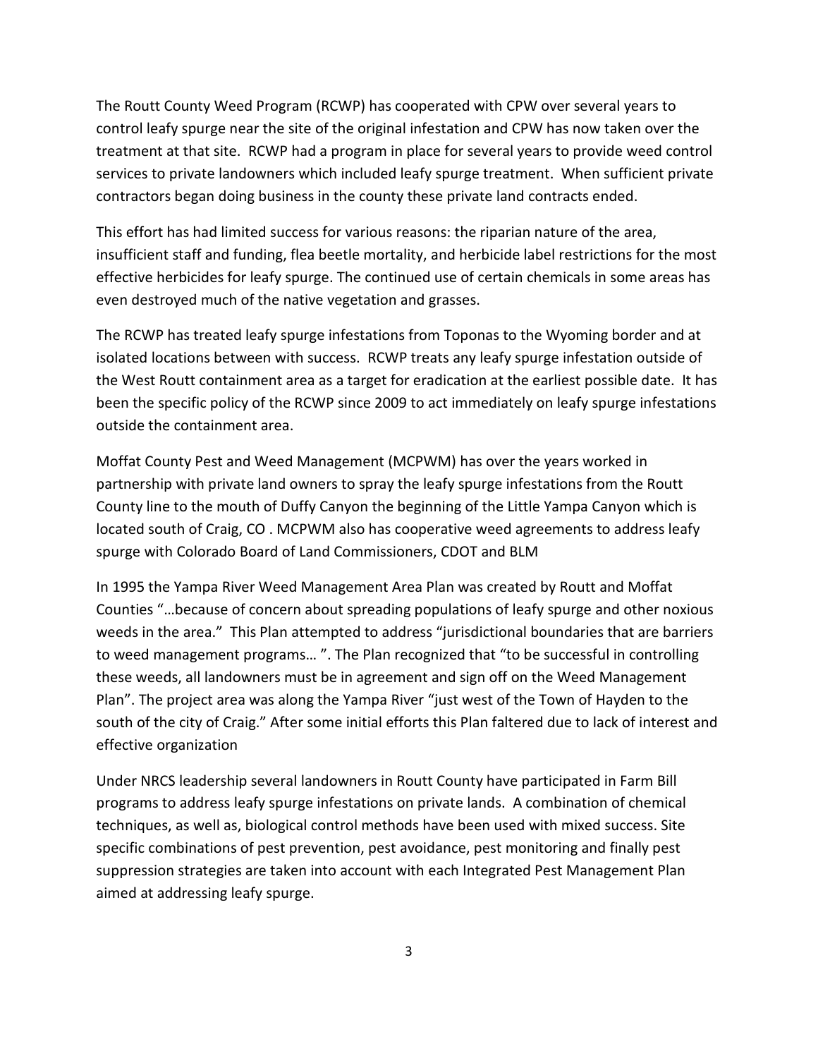The Routt County Weed Program (RCWP) has cooperated with CPW over several years to control leafy spurge near the site of the original infestation and CPW has now taken over the treatment at that site. RCWP had a program in place for several years to provide weed control services to private landowners which included leafy spurge treatment. When sufficient private contractors began doing business in the county these private land contracts ended.

This effort has had limited success for various reasons: the riparian nature of the area, insufficient staff and funding, flea beetle mortality, and herbicide label restrictions for the most effective herbicides for leafy spurge. The continued use of certain chemicals in some areas has even destroyed much of the native vegetation and grasses.

The RCWP has treated leafy spurge infestations from Toponas to the Wyoming border and at isolated locations between with success. RCWP treats any leafy spurge infestation outside of the West Routt containment area as a target for eradication at the earliest possible date. It has been the specific policy of the RCWP since 2009 to act immediately on leafy spurge infestations outside the containment area.

Moffat County Pest and Weed Management (MCPWM) has over the years worked in partnership with private land owners to spray the leafy spurge infestations from the Routt County line to the mouth of Duffy Canyon the beginning of the Little Yampa Canyon which is located south of Craig, CO . MCPWM also has cooperative weed agreements to address leafy spurge with Colorado Board of Land Commissioners, CDOT and BLM

In 1995 the Yampa River Weed Management Area Plan was created by Routt and Moffat Counties "…because of concern about spreading populations of leafy spurge and other noxious weeds in the area." This Plan attempted to address "jurisdictional boundaries that are barriers to weed management programs… ". The Plan recognized that "to be successful in controlling these weeds, all landowners must be in agreement and sign off on the Weed Management Plan". The project area was along the Yampa River "just west of the Town of Hayden to the south of the city of Craig." After some initial efforts this Plan faltered due to lack of interest and effective organization

Under NRCS leadership several landowners in Routt County have participated in Farm Bill programs to address leafy spurge infestations on private lands. A combination of chemical techniques, as well as, biological control methods have been used with mixed success. Site specific combinations of pest prevention, pest avoidance, pest monitoring and finally pest suppression strategies are taken into account with each Integrated Pest Management Plan aimed at addressing leafy spurge.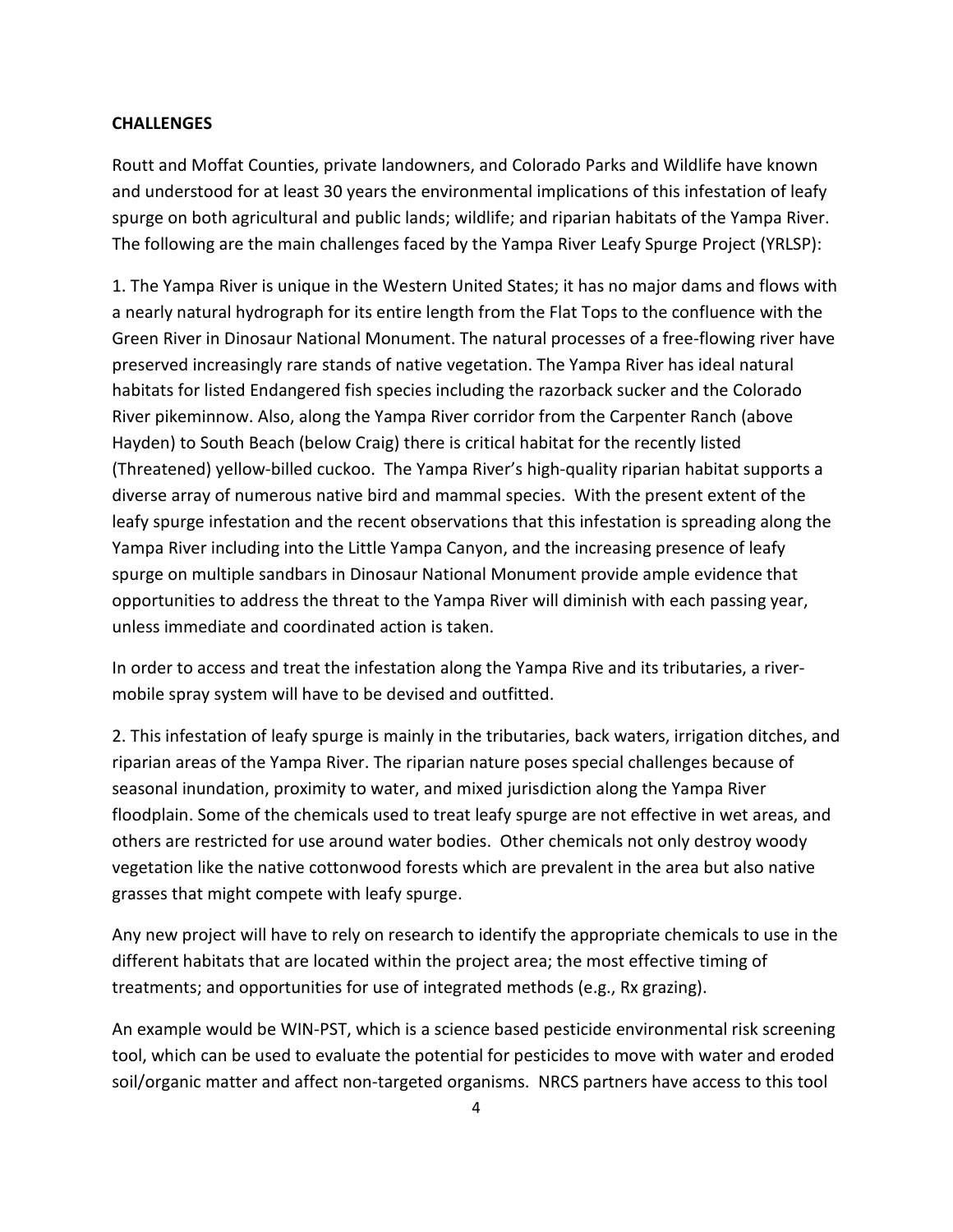**CHALLENGES**

Routt and Moffat Counties, private landowners, and Colorado Parks and Wildlife have known and understood for at least 30 years the environmental implications of this infestation of leafy spurge on both agricultural and public lands; wildlife; and riparian habitats of the Yampa River. The following are the main challenges faced by the Yampa River Leafy Spurge Project (YRLSP):

1. The Yampa River is unique in the Western United States; it has no major dams and flows with a nearly natural hydrograph for its entire length from the Flat Tops to the confluence with the Green River in Dinosaur National Monument. The natural processes of a free-flowing river have preserved increasingly rare stands of native vegetation. The Yampa River has ideal natural habitats for listed Endangered fish species including the razorback sucker and the Colorado River pikeminnow. Also, along the Yampa River corridor from the Carpenter Ranch (above Hayden) to South Beach (below Craig) there is critical habitat for the recently listed (Threatened) yellow-billed cuckoo. The Yampa River's high-quality riparian habitat supports a diverse array of numerous native bird and mammal species. With the present extent of the leafy spurge infestation and the recent observations that this infestation is spreading along the Yampa River including into the Little Yampa Canyon, and the increasing presence of leafy spurge on multiple sandbars in Dinosaur National Monument provide ample evidence that opportunities to address the threat to the Yampa River will diminish with each passing year, unless immediate and coordinated action is taken.

In order to access and treat the infestation along the Yampa Rive and its tributaries, a river-mobile spray system will have to be devised and outfitted.

2. This infestation of leafy spurge is mainly in the tributaries, back waters, irrigation ditches, and riparian areas of the Yampa River. The riparian nature poses special challenges because of seasonal inundation, proximity to water, and mixed jurisdiction along the Yampa River floodplain. Some of the chemicals used to treat leafy spurge are not effective in wet areas, and others are restricted for use around water bodies. Other chemicals not only destroy woody vegetation like the native cottonwood forests which are prevalent in the area but also native grasses that might compete with leafy spurge.

Any new project will have to rely on research to identify the appropriate chemicals to use in the different habitats that are located within the project area; the most effective timing of treatments; and opportunities for use of integrated methods (e.g., Rx grazing).

An example would be WIN-PST, which is a science based pesticide environmental risk screening tool, which can be used to evaluate the potential for pesticides to move with water and eroded soil/organic matter and affect non-targeted organisms. NRCS partners have access to this tool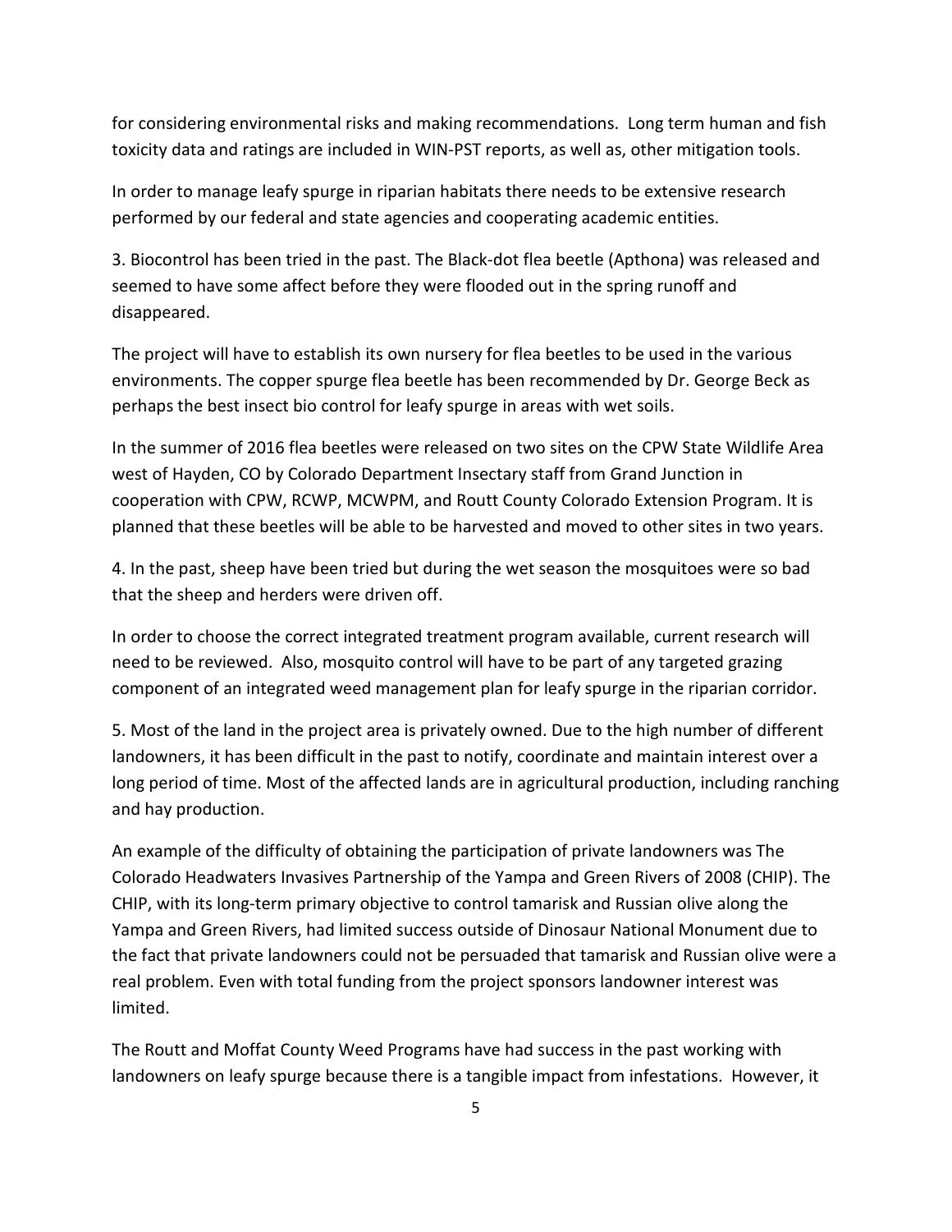for considering environmental risks and making recommendations. Long term human and fish toxicity data and ratings are included in WIN-PST reports, as well as, other mitigation tools.

In order to manage leafy spurge in riparian habitats there needs to be extensive research performed by our federal and state agencies and cooperating academic entities.

3. Biocontrol has been tried in the past. The Black-dot flea beetle (Apthona) was released and seemed to have some affect before they were flooded out in the spring runoff and disappeared.

The project will have to establish its own nursery for flea beetles to be used in the various environments. The copper spurge flea beetle has been recommended by Dr. George Beck as perhaps the best insect bio control for leafy spurge in areas with wet soils.

In the summer of 2016 flea beetles were released on two sites on the CPW State Wildlife Area west of Hayden, CO by Colorado Department Insectary staff from Grand Junction in cooperation with CPW, RCWP, MCWPM, and Routt County Colorado Extension Program. It is planned that these beetles will be able to be harvested and moved to other sites in two years.

4. In the past, sheep have been tried but during the wet season the mosquitoes were so bad that the sheep and herders were driven off.

In order to choose the correct integrated treatment program available, current research will need to be reviewed. Also, mosquito control will have to be part of any targeted grazing component of an integrated weed management plan for leafy spurge in the riparian corridor.

5. Most of the land in the project area is privately owned. Due to the high number of different landowners, it has been difficult in the past to notify, coordinate and maintain interest over a long period of time. Most of the affected lands are in agricultural production, including ranching and hay production.

An example of the difficulty of obtaining the participation of private landowners was The Colorado Headwaters Invasives Partnership of the Yampa and Green Rivers of 2008 (CHIP). The CHIP, with its long-term primary objective to control tamarisk and Russian olive along the Yampa and Green Rivers, had limited success outside of Dinosaur National Monument due to the fact that private landowners could not be persuaded that tamarisk and Russian olive were a real problem. Even with total funding from the project sponsors landowner interest was limited.

The Routt and Moffat County Weed Programs have had success in the past working with landowners on leafy spurge because there is a tangible impact from infestations. However, it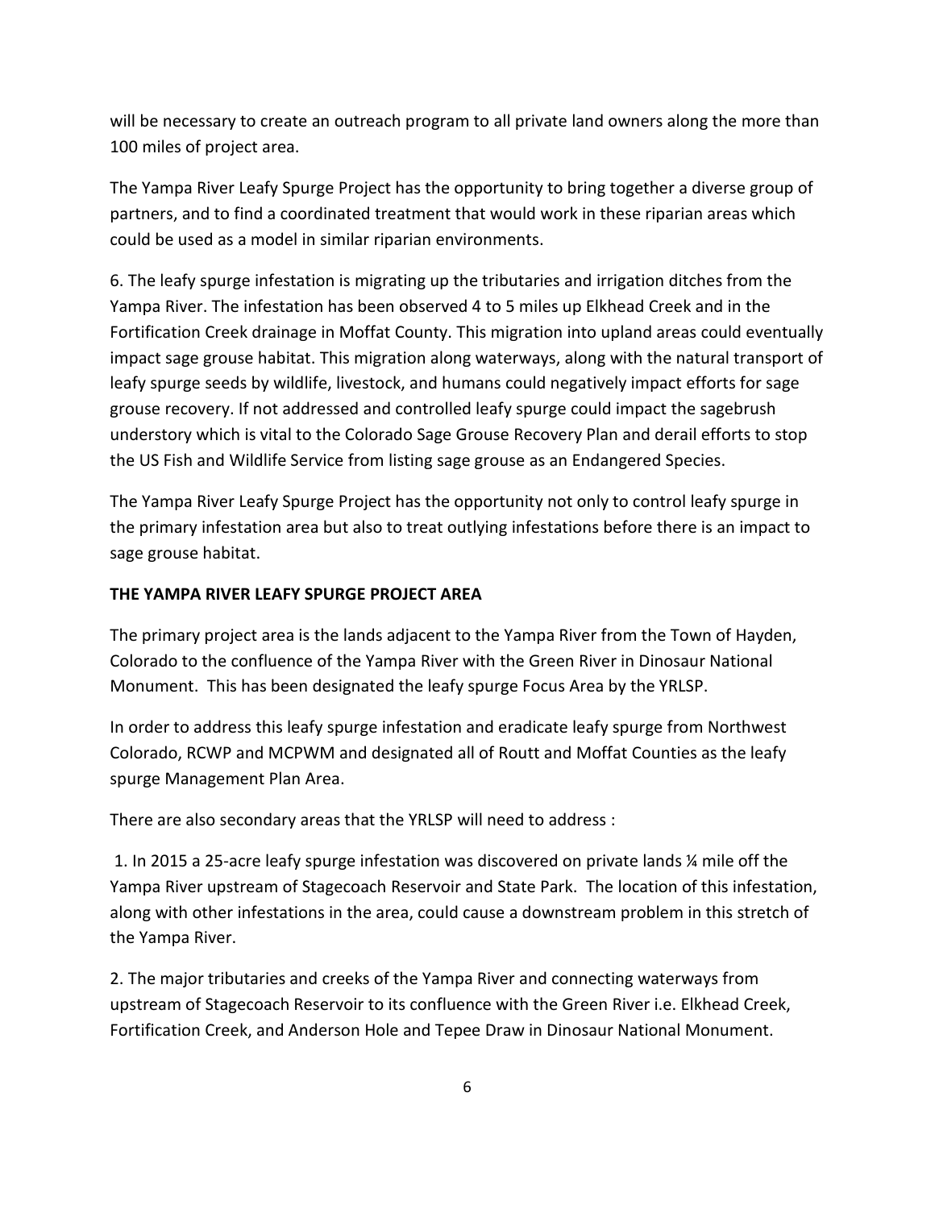will be necessary to create an outreach program to all private land owners along the more than 100 miles of project area.

The Yampa River Leafy Spurge Project has the opportunity to bring together a diverse group of partners, and to find a coordinated treatment that would work in these riparian areas which could be used as a model in similar riparian environments.

6. The leafy spurge infestation is migrating up the tributaries and irrigation ditches from the Yampa River. The infestation has been observed 4 to 5 miles up Elkhead Creek and in the Fortification Creek drainage in Moffat County. This migration into upland areas could eventually impact sage grouse habitat. This migration along waterways, along with the natural transport of leafy spurge seeds by wildlife, livestock, and humans could negatively impact efforts for sage grouse recovery. If not addressed and controlled leafy spurge could impact the sagebrush understory which is vital to the Colorado Sage Grouse Recovery Plan and derail efforts to stop the US Fish and Wildlife Service from listing sage grouse as an Endangered Species.

The Yampa River Leafy Spurge Project has the opportunity not only to control leafy spurge in the primary infestation area but also to treat outlying infestations before there is an impact to sage grouse habitat.

**THE YAMPA RIVER LEAFY SPURGE PROJECT AREA**

The primary project area is the lands adjacent to the Yampa River from the Town of Hayden, Colorado to the confluence of the Yampa River with the Green River in Dinosaur National Monument. This has been designated the leafy spurge Focus Area by the YRLSP.

In order to address this leafy spurge infestation and eradicate leafy spurge from Northwest Colorado, RCWP and MCPWM and designated all of Routt and Moffat Counties as the leafy spurge Management Plan Area.

There are also secondary areas that the YRLSP will need to address :

1. In 2015 a 25-acre leafy spurge infestation was discovered on private lands ¼ mile off the Yampa River upstream of Stagecoach Reservoir and State Park. The location of this infestation, along with other infestations in the area, could cause a downstream problem in this stretch of the Yampa River.

2. The major tributaries and creeks of the Yampa River and connecting waterways from upstream of Stagecoach Reservoir to its confluence with the Green River i.e. Elkhead Creek, Fortification Creek, and Anderson Hole and Tepee Draw in Dinosaur National Monument.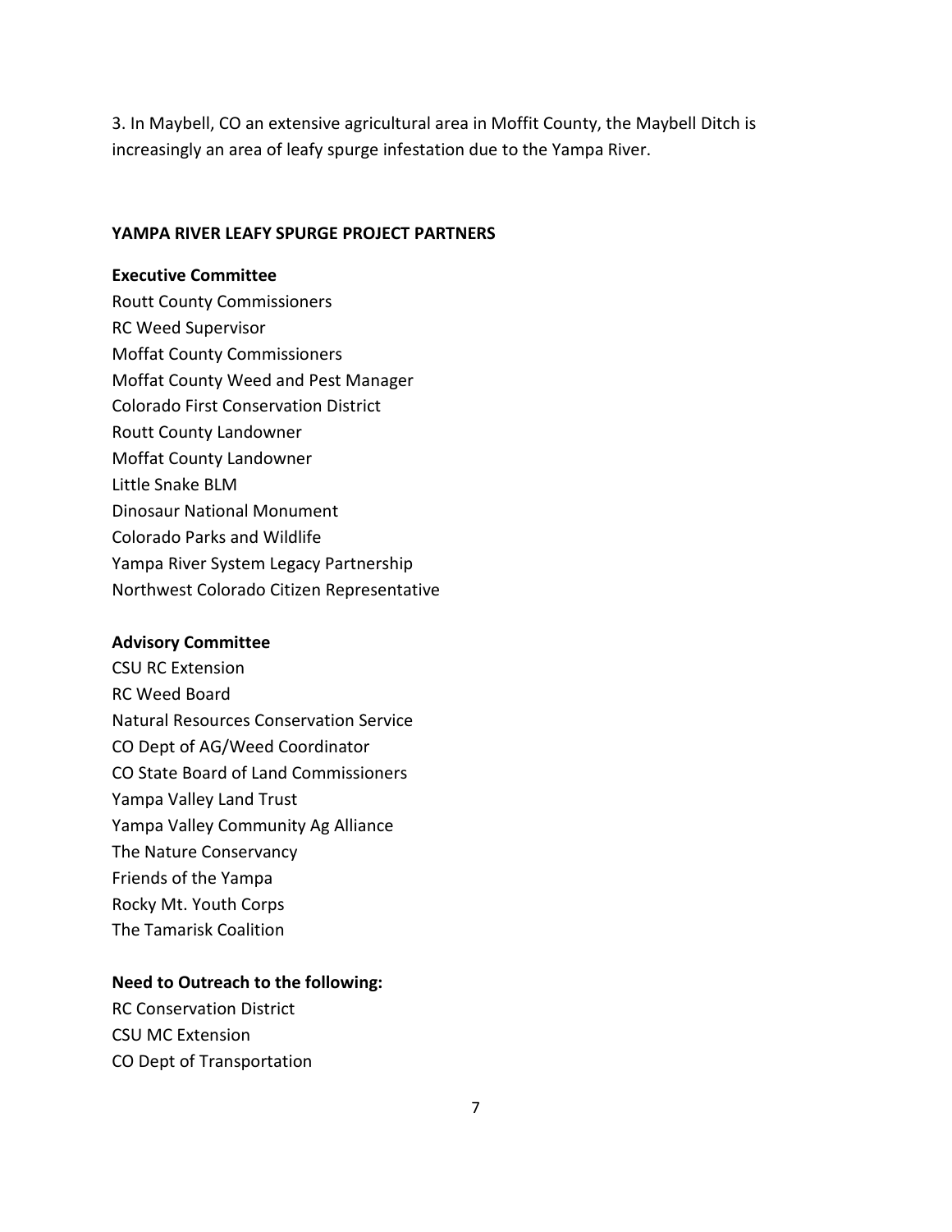3. In Maybell, CO an extensive agricultural area in Moffit County, the Maybell Ditch is increasingly an area of leafy spurge infestation due to the Yampa River.

## YAMPA RIVER LEAFY SPURGE PROJECT PARTNERS

**Executive Committee**

Routt County Commissioners
RC Weed Supervisor
Moffat County Commissioners
Moffat County Weed and Pest Manager
Colorado First Conservation District
Routt County Landowner
Moffat County Landowner
Little Snake BLM
Dinosaur National Monument
Colorado Parks and Wildlife
Yampa River System Legacy Partnership
Northwest Colorado Citizen Representative

**Advisory Committee**

CSU RC Extension
RC Weed Board
Natural Resources Conservation Service
CO Dept of AG/Weed Coordinator
CO State Board of Land Commissioners
Yampa Valley Land Trust
Yampa Valley Community Ag Alliance
The Nature Conservancy
Friends of the Yampa
Rocky Mt. Youth Corps
The Tamarisk Coalition

**Need to Outreach to the following:**

RC Conservation District
CSU MC Extension
CO Dept of Transportation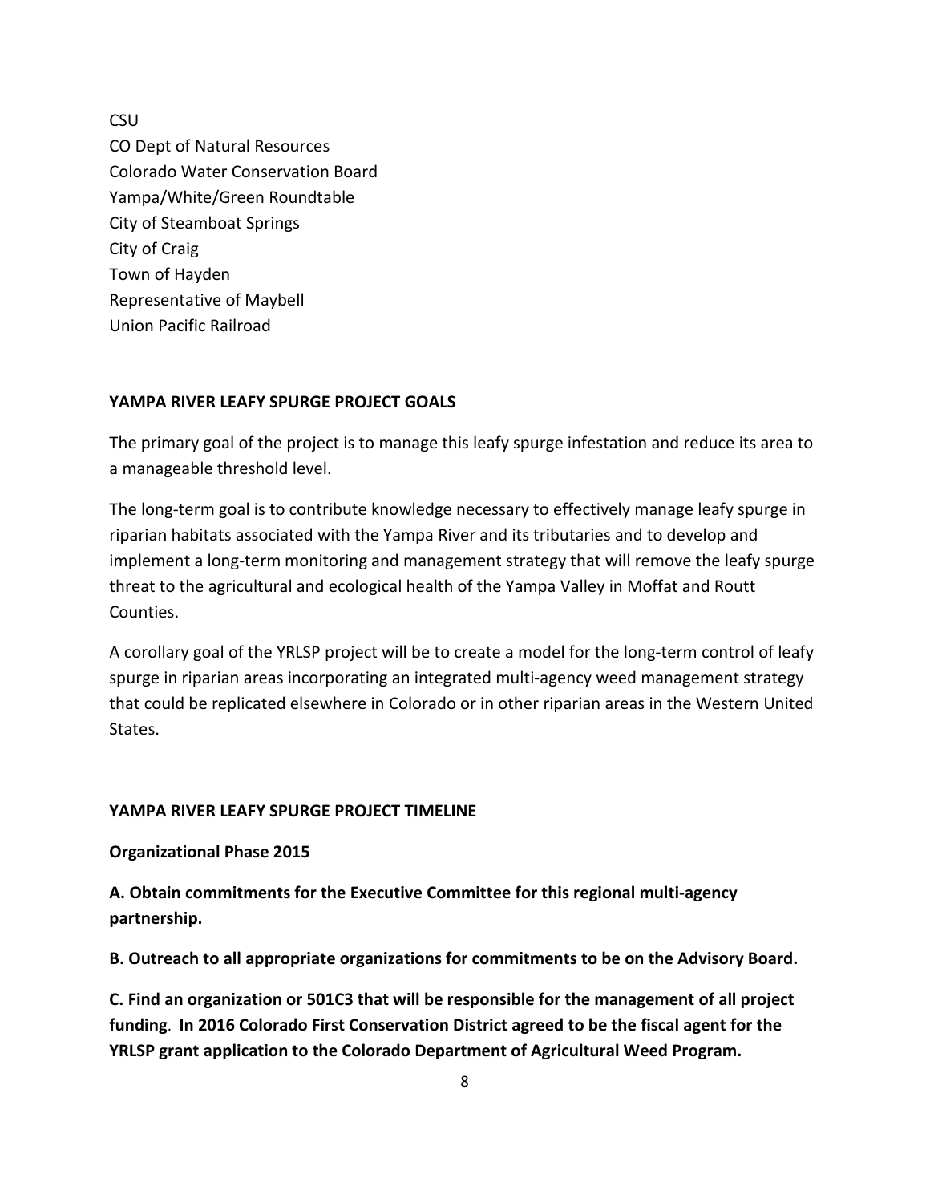CSU
CO Dept of Natural Resources
Colorado Water Conservation Board
Yampa/White/Green Roundtable
City of Steamboat Springs
City of Craig
Town of Hayden
Representative of Maybell
Union Pacific Railroad

**YAMPA RIVER LEAFY SPURGE PROJECT GOALS**

The primary goal of the project is to manage this leafy spurge infestation and reduce its area to a manageable threshold level.

The long-term goal is to contribute knowledge necessary to effectively manage leafy spurge in riparian habitats associated with the Yampa River and its tributaries and to develop and implement a long-term monitoring and management strategy that will remove the leafy spurge threat to the agricultural and ecological health of the Yampa Valley in Moffat and Routt Counties.

A corollary goal of the YRLSP project will be to create a model for the long-term control of leafy spurge in riparian areas incorporating an integrated multi-agency weed management strategy that could be replicated elsewhere in Colorado or in other riparian areas in the Western United States.

**YAMPA RIVER LEAFY SPURGE PROJECT TIMELINE**

**Organizational Phase 2015**

**A. Obtain commitments for the Executive Committee for this regional multi-agency partnership.**

**B. Outreach to all appropriate organizations for commitments to be on the Advisory Board.**

**C. Find an organization or 501C3 that will be responsible for the management of all project funding**. **In 2016 Colorado First Conservation District agreed to be the fiscal agent for the YRLSP grant application to the Colorado Department of Agricultural Weed Program.**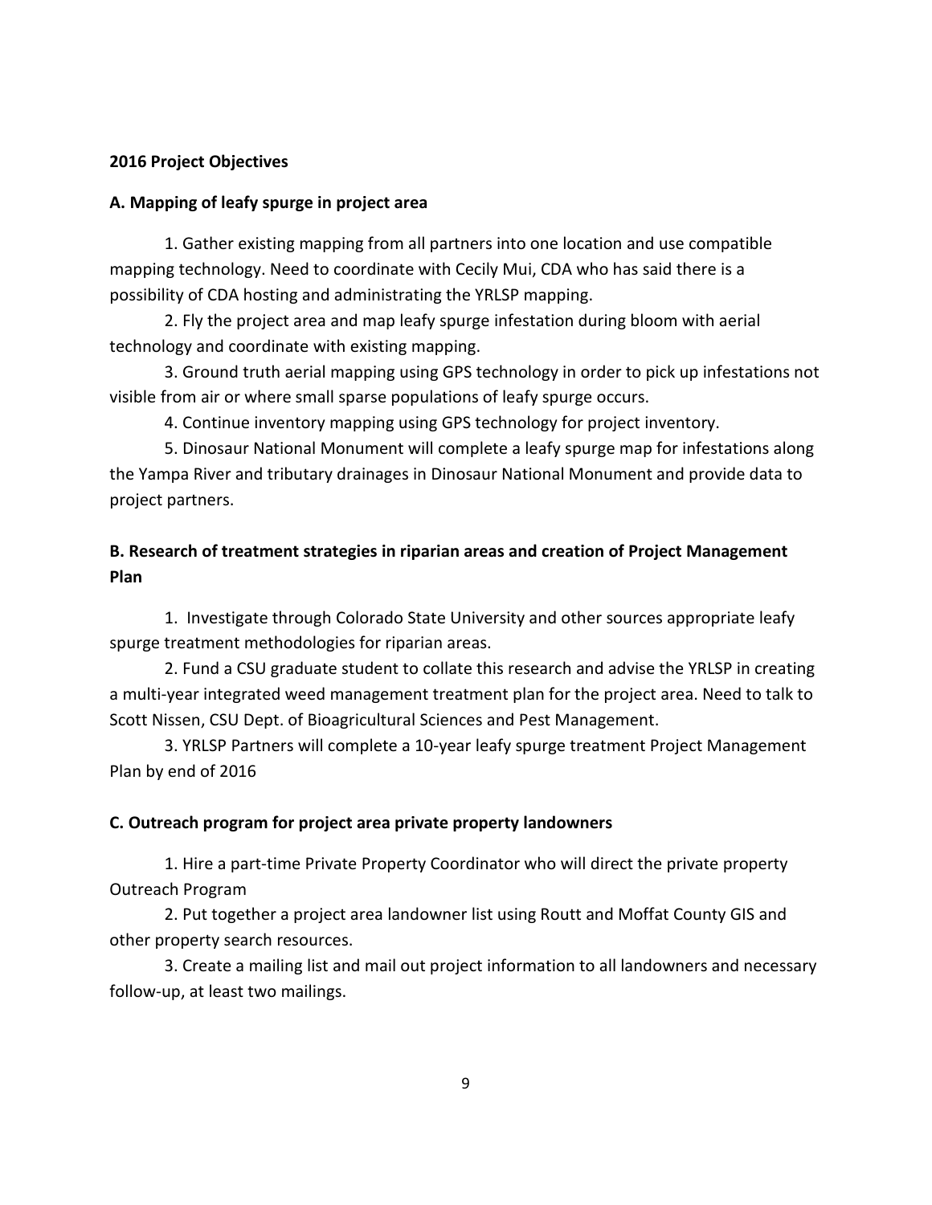**2016 Project Objectives**

**A. Mapping of leafy spurge in project area**

1. Gather existing mapping from all partners into one location and use compatible mapping technology. Need to coordinate with Cecily Mui, CDA who has said there is a possibility of CDA hosting and administrating the YRLSP mapping.

2. Fly the project area and map leafy spurge infestation during bloom with aerial technology and coordinate with existing mapping.

3. Ground truth aerial mapping using GPS technology in order to pick up infestations not visible from air or where small sparse populations of leafy spurge occurs.

4. Continue inventory mapping using GPS technology for project inventory.

5. Dinosaur National Monument will complete a leafy spurge map for infestations along the Yampa River and tributary drainages in Dinosaur National Monument and provide data to project partners.

**B. Research of treatment strategies in riparian areas and creation of Project Management Plan**

1. Investigate through Colorado State University and other sources appropriate leafy spurge treatment methodologies for riparian areas.

2. Fund a CSU graduate student to collate this research and advise the YRLSP in creating a multi-year integrated weed management treatment plan for the project area. Need to talk to Scott Nissen, CSU Dept. of Bioagricultural Sciences and Pest Management.

3. YRLSP Partners will complete a 10-year leafy spurge treatment Project Management Plan by end of 2016

**C. Outreach program for project area private property landowners**

1. Hire a part-time Private Property Coordinator who will direct the private property Outreach Program

2. Put together a project area landowner list using Routt and Moffat County GIS and other property search resources.

3. Create a mailing list and mail out project information to all landowners and necessary follow-up, at least two mailings.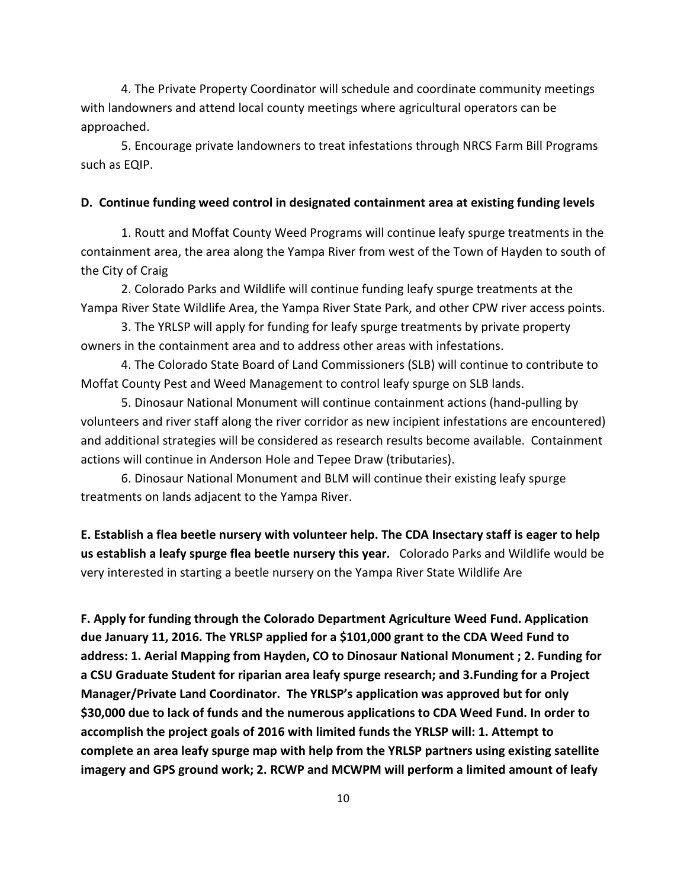4. The Private Property Coordinator will schedule and coordinate community meetings with landowners and attend local county meetings where agricultural operators can be approached.

5. Encourage private landowners to treat infestations through NRCS Farm Bill Programs such as EQIP.

**D. Continue funding weed control in designated containment area at existing funding levels**

1. Routt and Moffat County Weed Programs will continue leafy spurge treatments in the containment area, the area along the Yampa River from west of the Town of Hayden to south of the City of Craig

2. Colorado Parks and Wildlife will continue funding leafy spurge treatments at the Yampa River State Wildlife Area, the Yampa River State Park, and other CPW river access points.

3. The YRLSP will apply for funding for leafy spurge treatments by private property owners in the containment area and to address other areas with infestations.

4. The Colorado State Board of Land Commissioners (SLB) will continue to contribute to Moffat County Pest and Weed Management to control leafy spurge on SLB lands.

5. Dinosaur National Monument will continue containment actions (hand-pulling by volunteers and river staff along the river corridor as new incipient infestations are encountered) and additional strategies will be considered as research results become available. Containment actions will continue in Anderson Hole and Tepee Draw (tributaries).

6. Dinosaur National Monument and BLM will continue their existing leafy spurge treatments on lands adjacent to the Yampa River.

**E. Establish a flea beetle nursery with volunteer help. The CDA Insectary staff is eager to help us establish a leafy spurge flea beetle nursery this year.** Colorado Parks and Wildlife would be very interested in starting a beetle nursery on the Yampa River State Wildlife Are

**F. Apply for funding through the Colorado Department Agriculture Weed Fund. Application due January 11, 2016. The YRLSP applied for a $101,000 grant to the CDA Weed Fund to address: 1. Aerial Mapping from Hayden, CO to Dinosaur National Monument ; 2. Funding for a CSU Graduate Student for riparian area leafy spurge research; and 3.Funding for a Project Manager/Private Land Coordinator. The YRLSP's application was approved but for only $30,000 due to lack of funds and the numerous applications to CDA Weed Fund. In order to accomplish the project goals of 2016 with limited funds the YRLSP will: 1. Attempt to complete an area leafy spurge map with help from the YRLSP partners using existing satellite imagery and GPS ground work; 2. RCWP and MCWPM will perform a limited amount of leafy**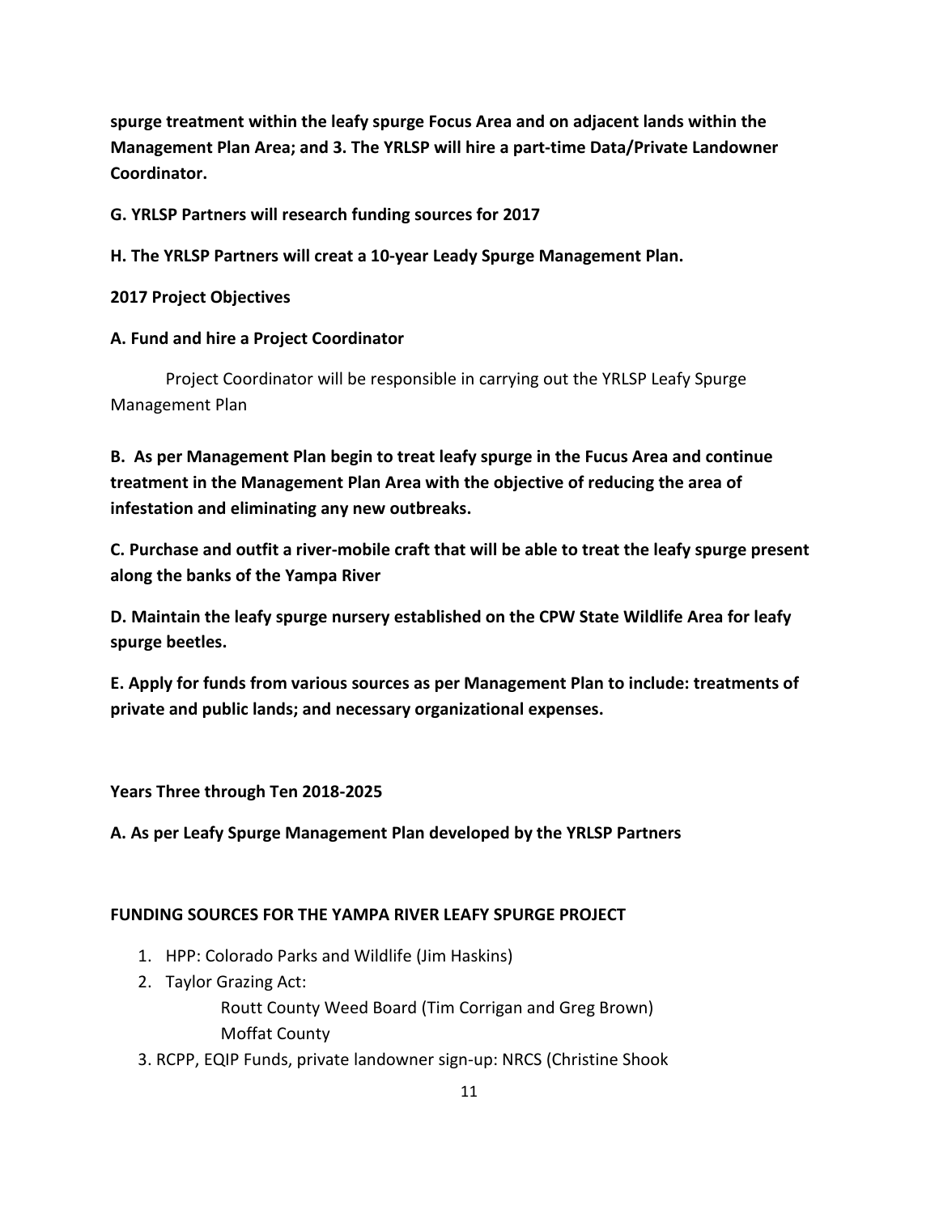**spurge treatment within the leafy spurge Focus Area and on adjacent lands within the Management Plan Area; and 3. The YRLSP will hire a part-time Data/Private Landowner Coordinator.**

**G. YRLSP Partners will research funding sources for 2017**

**H. The YRLSP Partners will creat a 10-year Leady Spurge Management Plan.**

**2017 Project Objectives**

**A. Fund and hire a Project Coordinator**

Project Coordinator will be responsible in carrying out the YRLSP Leafy Spurge Management Plan

**B. As per Management Plan begin to treat leafy spurge in the Fucus Area and continue treatment in the Management Plan Area with the objective of reducing the area of infestation and eliminating any new outbreaks.**

**C. Purchase and outfit a river-mobile craft that will be able to treat the leafy spurge present along the banks of the Yampa River**

**D. Maintain the leafy spurge nursery established on the CPW State Wildlife Area for leafy spurge beetles.**

**E. Apply for funds from various sources as per Management Plan to include: treatments of private and public lands; and necessary organizational expenses.**

**Years Three through Ten 2018-2025**

**A. As per Leafy Spurge Management Plan developed by the YRLSP Partners**

**FUNDING SOURCES FOR THE YAMPA RIVER LEAFY SPURGE PROJECT**

1. HPP: Colorado Parks and Wildlife (Jim Haskins)
2. Taylor Grazing Act:
   Routt County Weed Board (Tim Corrigan and Greg Brown)
   Moffat County
3. RCPP, EQIP Funds, private landowner sign-up: NRCS (Christine Shook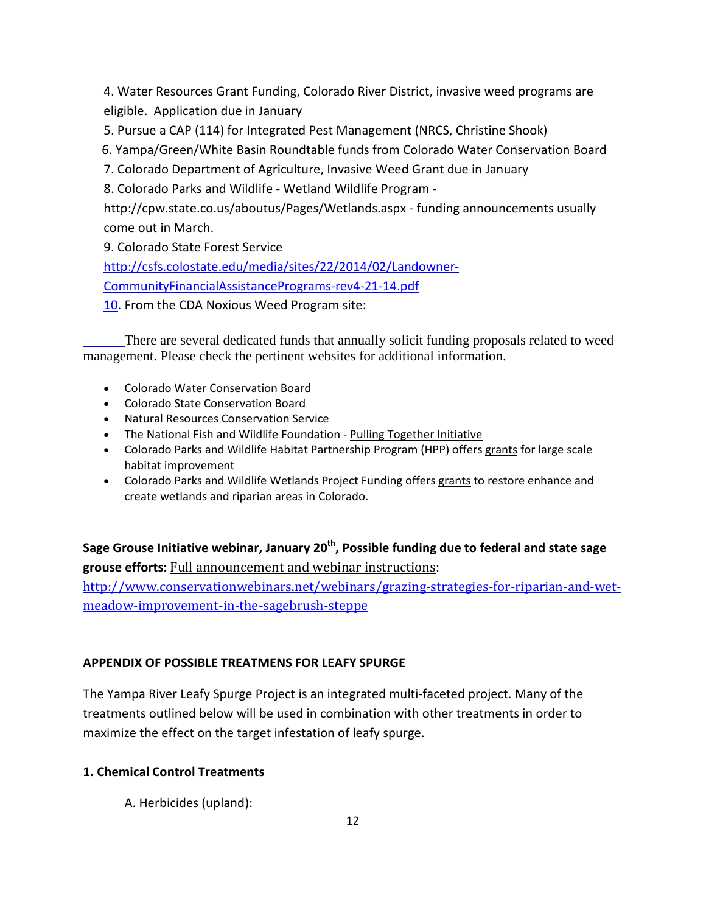4. Water Resources Grant Funding, Colorado River District, invasive weed programs are eligible. Application due in January

5. Pursue a CAP (114) for Integrated Pest Management (NRCS, Christine Shook)

6. Yampa/Green/White Basin Roundtable funds from Colorado Water Conservation Board

7. Colorado Department of Agriculture, Invasive Weed Grant due in January

8. Colorado Parks and Wildlife - Wetland Wildlife Program - http://cpw.state.co.us/aboutus/Pages/Wetlands.aspx - funding announcements usually come out in March.

9. Colorado State Forest Service http://csfs.colostate.edu/media/sites/22/2014/02/Landowner-CommunityFinancialAssistancePrograms-rev4-21-14.pdf

10. From the CDA Noxious Weed Program site:

There are several dedicated funds that annually solicit funding proposals related to weed management. Please check the pertinent websites for additional information.

- Colorado Water Conservation Board
- Colorado State Conservation Board
- Natural Resources Conservation Service
- The National Fish and Wildlife Foundation - Pulling Together Initiative
- Colorado Parks and Wildlife Habitat Partnership Program (HPP) offers grants for large scale habitat improvement
- Colorado Parks and Wildlife Wetlands Project Funding offers grants to restore enhance and create wetlands and riparian areas in Colorado.

**Sage Grouse Initiative webinar, January 20th, Possible funding due to federal and state sage grouse efforts:** Full announcement and webinar instructions: http://www.conservationwebinars.net/webinars/grazing-strategies-for-riparian-and-wet-meadow-improvement-in-the-sagebrush-steppe

## APPENDIX OF POSSIBLE TREATMENS FOR LEAFY SPURGE

The Yampa River Leafy Spurge Project is an integrated multi-faceted project. Many of the treatments outlined below will be used in combination with other treatments in order to maximize the effect on the target infestation of leafy spurge.

### 1. Chemical Control Treatments

A. Herbicides (upland):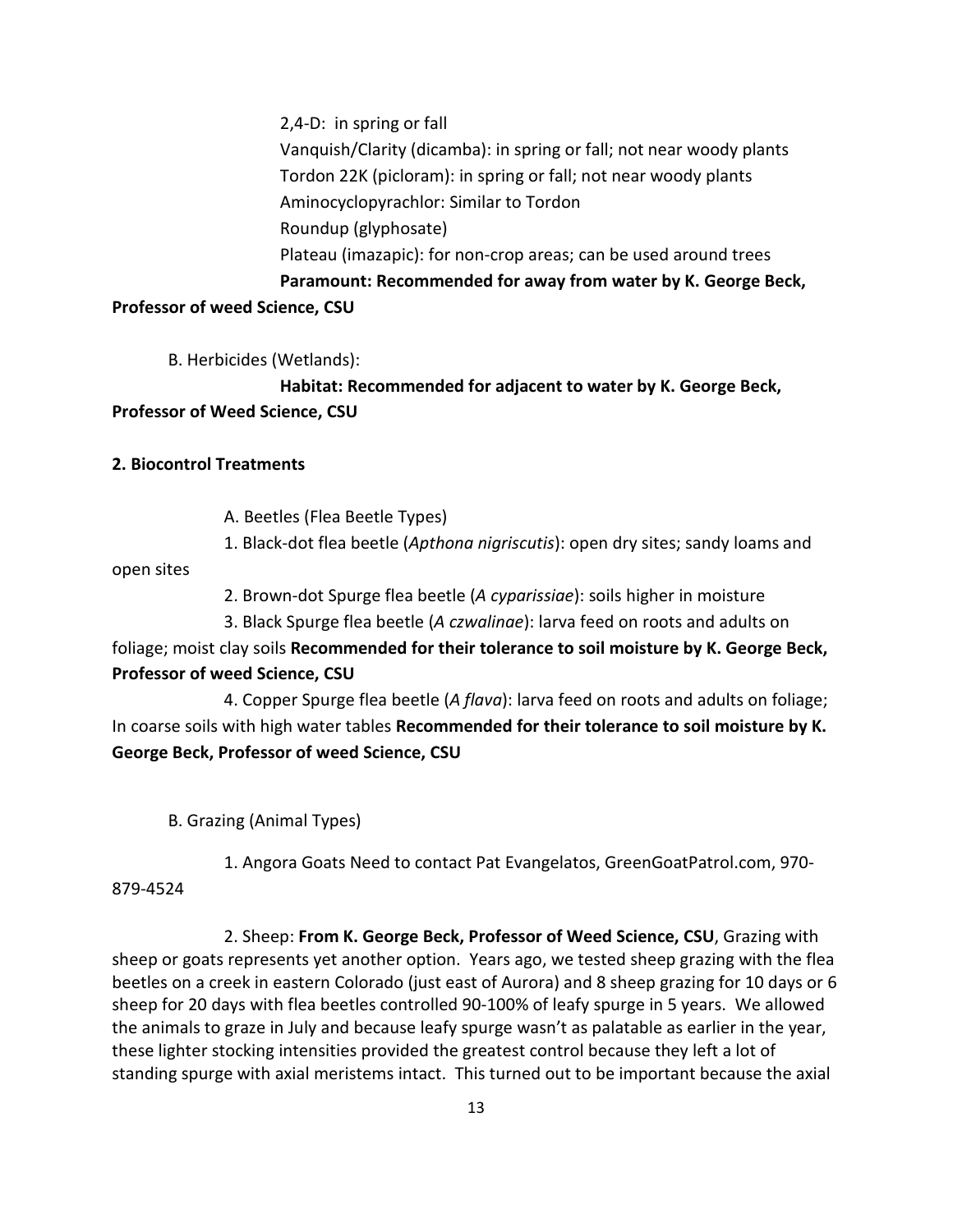2,4-D: in spring or fall
Vanquish/Clarity (dicamba): in spring or fall; not near woody plants
Tordon 22K (picloram): in spring or fall; not near woody plants
Aminocyclopyrachlor: Similar to Tordon
Roundup (glyphosate)
Plateau (imazapic): for non-crop areas; can be used around trees
**Paramount: Recommended for away from water by K. George Beck, Professor of weed Science, CSU**

B. Herbicides (Wetlands):

**Habitat: Recommended for adjacent to water by K. George Beck, Professor of Weed Science, CSU**

**2. Biocontrol Treatments**

A. Beetles (Flea Beetle Types)

1. Black-dot flea beetle (*Apthona nigriscutis*): open dry sites; sandy loams and open sites

2. Brown-dot Spurge flea beetle (*A cyparissiae*): soils higher in moisture

3. Black Spurge flea beetle (*A czwalinae*): larva feed on roots and adults on foliage; moist clay soils **Recommended for their tolerance to soil moisture by K. George Beck, Professor of weed Science, CSU**

4. Copper Spurge flea beetle (*A flava*): larva feed on roots and adults on foliage; In coarse soils with high water tables **Recommended for their tolerance to soil moisture by K. George Beck, Professor of weed Science, CSU**

B. Grazing (Animal Types)

1. Angora Goats Need to contact Pat Evangelatos, GreenGoatPatrol.com, 970-879-4524

2. Sheep: **From K. George Beck, Professor of Weed Science, CSU**, Grazing with sheep or goats represents yet another option. Years ago, we tested sheep grazing with the flea beetles on a creek in eastern Colorado (just east of Aurora) and 8 sheep grazing for 10 days or 6 sheep for 20 days with flea beetles controlled 90-100% of leafy spurge in 5 years. We allowed the animals to graze in July and because leafy spurge wasn't as palatable as earlier in the year, these lighter stocking intensities provided the greatest control because they left a lot of standing spurge with axial meristems intact. This turned out to be important because the axial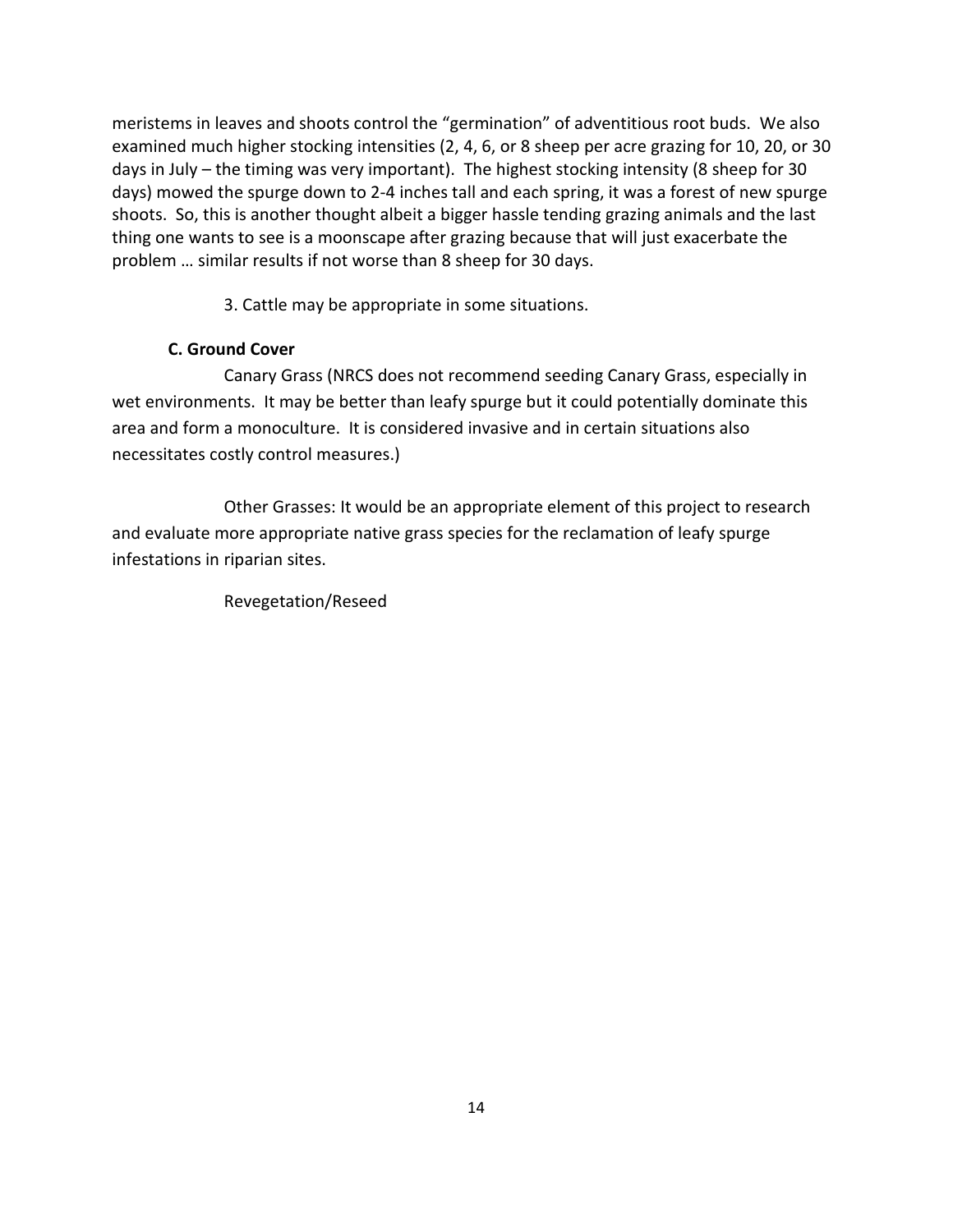meristems in leaves and shoots control the “germination” of adventitious root buds. We also examined much higher stocking intensities (2, 4, 6, or 8 sheep per acre grazing for 10, 20, or 30 days in July – the timing was very important). The highest stocking intensity (8 sheep for 30 days) mowed the spurge down to 2-4 inches tall and each spring, it was a forest of new spurge shoots. So, this is another thought albeit a bigger hassle tending grazing animals and the last thing one wants to see is a moonscape after grazing because that will just exacerbate the problem … similar results if not worse than 8 sheep for 30 days.

3. Cattle may be appropriate in some situations.

**C. Ground Cover**

Canary Grass (NRCS does not recommend seeding Canary Grass, especially in wet environments. It may be better than leafy spurge but it could potentially dominate this area and form a monoculture. It is considered invasive and in certain situations also necessitates costly control measures.)

Other Grasses: It would be an appropriate element of this project to research and evaluate more appropriate native grass species for the reclamation of leafy spurge infestations in riparian sites.

Revegetation/Reseed